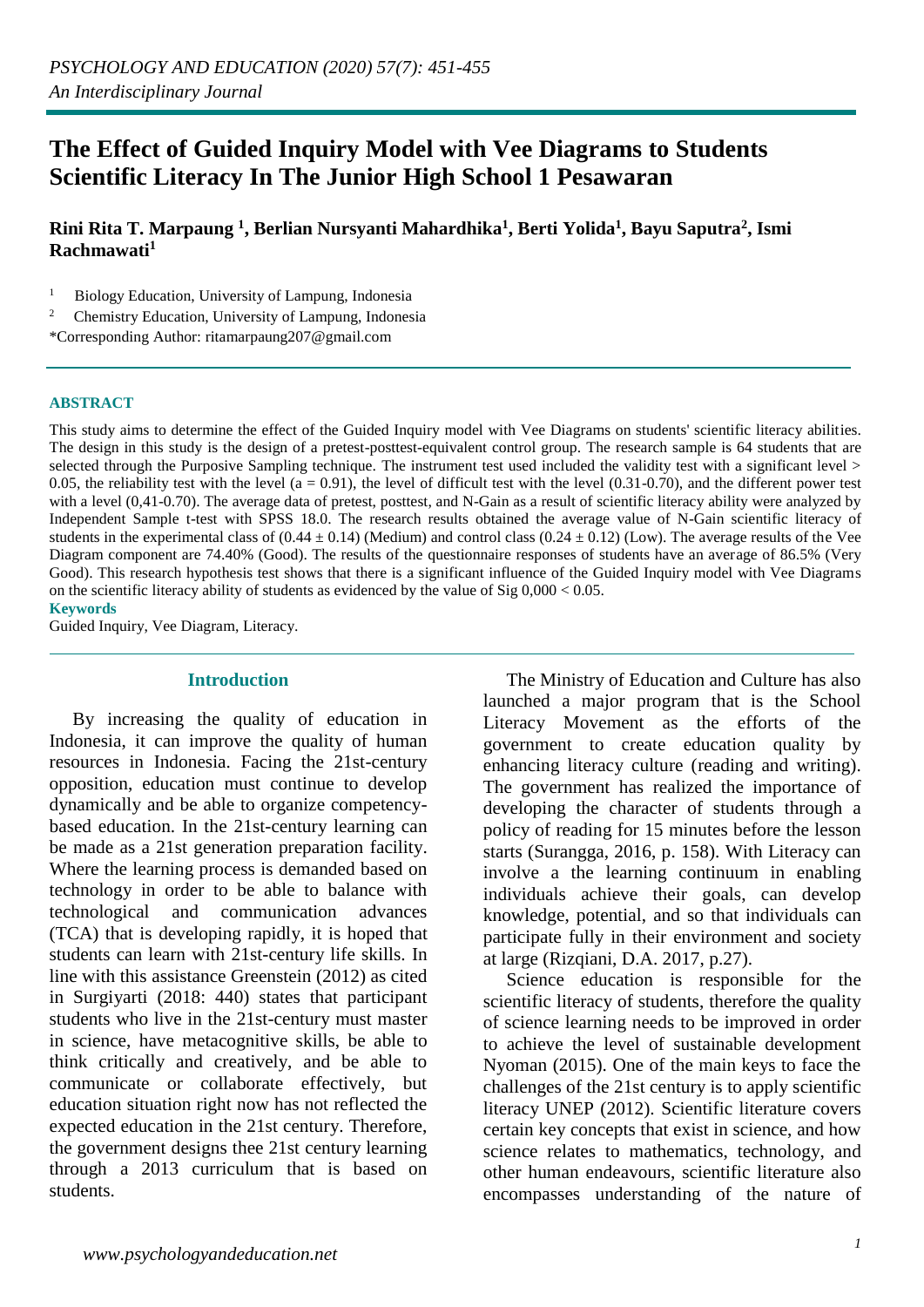# The Effect of Guided Inquiry Model with Vee Diagrams to Students Scientific Literacy In The Junior High School 1 Pesawaran

**Rini Rita T. Marpaung [1], Berlian Nursyanti Mahardhika[1], Berti Yolida[1], Bayu Saputra[2], Ismi Rachmawati[1]**

[1] Biology Education, University of Lampung, Indonesia

[2] Chemistry Education, University of Lampung, Indonesia

*Corresponding Author: ritamarpaung207@gmail.com

## ABSTRACT

This study aims to determine the effect of the Guided Inquiry model with Vee Diagrams on students' scientific literacy abilities. The design in this study is the design of a pretest-posttest-equivalent control group. The research sample is 64 students that are selected through the Purposive Sampling technique. The instrument test used included the validity test with a significant level > 0.05, the reliability test with the level (a = 0.91), the level of difficult test with the level (0.31-0.70), and the different power test with a level (0,41-0.70). The average data of pretest, posttest, and N-Gain as a result of scientific literacy ability were analyzed by Independent Sample t-test with SPSS 18.0. The research results obtained the average value of N-Gain scientific literacy of students in the experimental class of (0.44 ± 0.14) (Medium) and control class (0.24 ± 0.12) (Low). The average results of the Vee Diagram component are 74.40% (Good). The results of the questionnaire responses of students have an average of 86.5% (Very Good). This research hypothesis test shows that there is a significant influence of the Guided Inquiry model with Vee Diagrams on the scientific literacy ability of students as evidenced by the value of Sig 0,000 < 0.05.

**Keywords**

Guided Inquiry, Vee Diagram, Literacy.

## Introduction

By increasing the quality of education in Indonesia, it can improve the quality of human resources in Indonesia. Facing the 21st-century opposition, education must continue to develop dynamically and be able to organize competency-based education. In the 21st-century learning can be made as a 21st generation preparation facility. Where the learning process is demanded based on technology in order to be able to balance with technological and communication advances (TCA) that is developing rapidly, it is hoped that students can learn with 21st-century life skills. In line with this assistance Greenstein (2012) as cited in Surgiyarti (2018: 440) states that participant students who live in the 21st-century must master in science, have metacognitive skills, be able to think critically and creatively, and be able to communicate or collaborate effectively, but education situation right now has not reflected the expected education in the 21st century. Therefore, the government designs thee 21st century learning through a 2013 curriculum that is based on students.

The Ministry of Education and Culture has also launched a major program that is the School Literacy Movement as the efforts of the government to create education quality by enhancing literacy culture (reading and writing). The government has realized the importance of developing the character of students through a policy of reading for 15 minutes before the lesson starts (Surangga, 2016, p. 158). With Literacy can involve a the learning continuum in enabling individuals achieve their goals, can develop knowledge, potential, and so that individuals can participate fully in their environment and society at large (Rizqiani, D.A. 2017, p.27).

Science education is responsible for the scientific literacy of students, therefore the quality of science learning needs to be improved in order to achieve the level of sustainable development Nyoman (2015). One of the main keys to face the challenges of the 21st century is to apply scientific literacy UNEP (2012). Scientific literature covers certain key concepts that exist in science, and how science relates to mathematics, technology, and other human endeavours, scientific literature also encompasses understanding of the nature of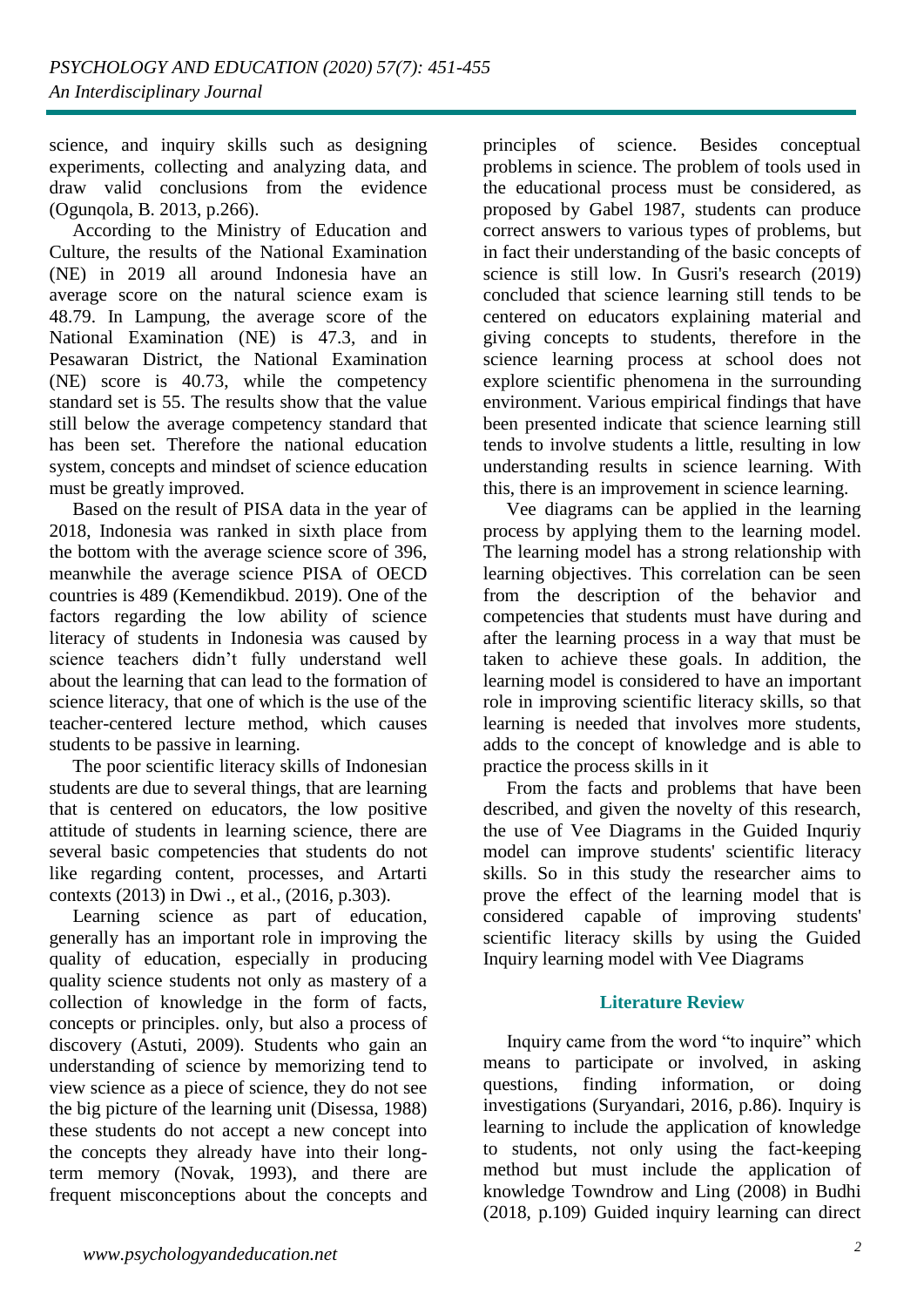science, and inquiry skills such as designing experiments, collecting and analyzing data, and draw valid conclusions from the evidence (Ogunqola, B. 2013, p.266).

According to the Ministry of Education and Culture, the results of the National Examination (NE) in 2019 all around Indonesia have an average score on the natural science exam is 48.79. In Lampung, the average score of the National Examination (NE) is 47.3, and in Pesawaran District, the National Examination (NE) score is 40.73, while the competency standard set is 55. The results show that the value still below the average competency standard that has been set. Therefore the national education system, concepts and mindset of science education must be greatly improved.

Based on the result of PISA data in the year of 2018, Indonesia was ranked in sixth place from the bottom with the average science score of 396, meanwhile the average science PISA of OECD countries is 489 (Kemendikbud. 2019). One of the factors regarding the low ability of science literacy of students in Indonesia was caused by science teachers didn't fully understand well about the learning that can lead to the formation of science literacy, that one of which is the use of the teacher-centered lecture method, which causes students to be passive in learning.

The poor scientific literacy skills of Indonesian students are due to several things, that are learning that is centered on educators, the low positive attitude of students in learning science, there are several basic competencies that students do not like regarding content, processes, and Artarti contexts (2013) in Dwi ., et al., (2016, p.303).

Learning science as part of education, generally has an important role in improving the quality of education, especially in producing quality science students not only as mastery of a collection of knowledge in the form of facts, concepts or principles. only, but also a process of discovery (Astuti, 2009). Students who gain an understanding of science by memorizing tend to view science as a piece of science, they do not see the big picture of the learning unit (Disessa, 1988) these students do not accept a new concept into the concepts they already have into their long-term memory (Novak, 1993), and there are frequent misconceptions about the concepts and principles of science. Besides conceptual problems in science. The problem of tools used in the educational process must be considered, as proposed by Gabel 1987, students can produce correct answers to various types of problems, but in fact their understanding of the basic concepts of science is still low. In Gusri's research (2019) concluded that science learning still tends to be centered on educators explaining material and giving concepts to students, therefore in the science learning process at school does not explore scientific phenomena in the surrounding environment. Various empirical findings that have been presented indicate that science learning still tends to involve students a little, resulting in low understanding results in science learning. With this, there is an improvement in science learning.

Vee diagrams can be applied in the learning process by applying them to the learning model. The learning model has a strong relationship with learning objectives. This correlation can be seen from the description of the behavior and competencies that students must have during and after the learning process in a way that must be taken to achieve these goals. In addition, the learning model is considered to have an important role in improving scientific literacy skills, so that learning is needed that involves more students, adds to the concept of knowledge and is able to practice the process skills in it

From the facts and problems that have been described, and given the novelty of this research, the use of Vee Diagrams in the Guided Inquriy model can improve students' scientific literacy skills. So in this study the researcher aims to prove the effect of the learning model that is considered capable of improving students' scientific literacy skills by using the Guided Inquiry learning model with Vee Diagrams

## Literature Review

Inquiry came from the word "to inquire" which means to participate or involved, in asking questions, finding information, or doing investigations (Suryandari, 2016, p.86). Inquiry is learning to include the application of knowledge to students, not only using the fact-keeping method but must include the application of knowledge Towndrow and Ling (2008) in Budhi (2018, p.109) Guided inquiry learning can direct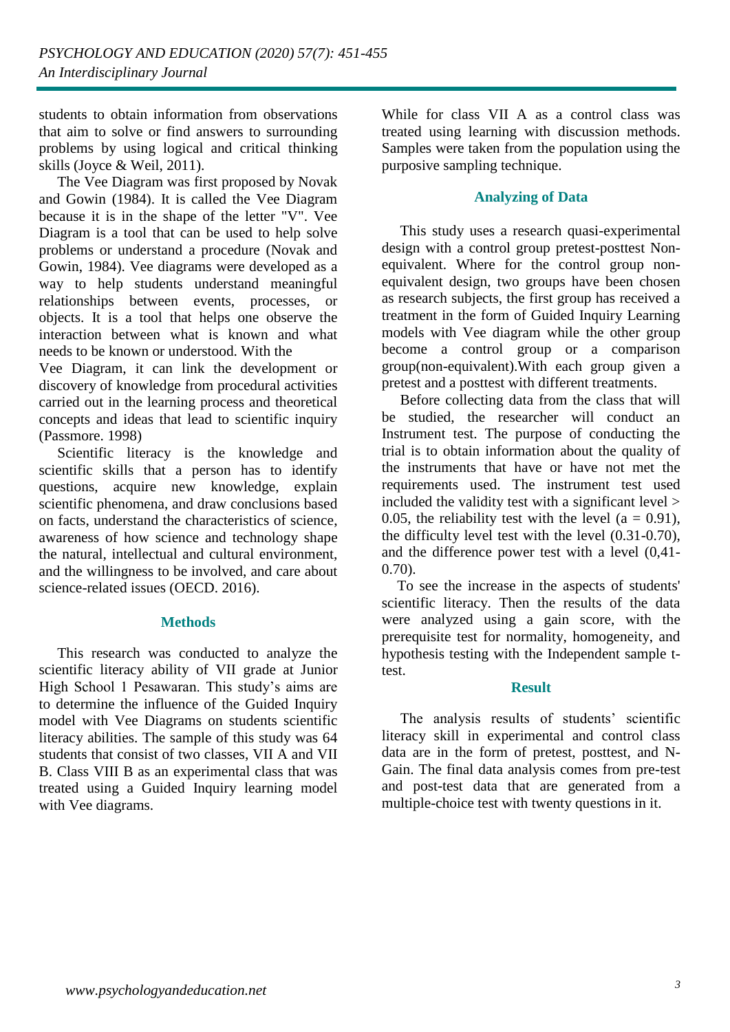students to obtain information from observations that aim to solve or find answers to surrounding problems by using logical and critical thinking skills (Joyce & Weil, 2011).

The Vee Diagram was first proposed by Novak and Gowin (1984). It is called the Vee Diagram because it is in the shape of the letter "V". Vee Diagram is a tool that can be used to help solve problems or understand a procedure (Novak and Gowin, 1984). Vee diagrams were developed as a way to help students understand meaningful relationships between events, processes, or objects. It is a tool that helps one observe the interaction between what is known and what needs to be known or understood. With the Vee Diagram, it can link the development or discovery of knowledge from procedural activities carried out in the learning process and theoretical concepts and ideas that lead to scientific inquiry (Passmore. 1998)

Scientific literacy is the knowledge and scientific skills that a person has to identify questions, acquire new knowledge, explain scientific phenomena, and draw conclusions based on facts, understand the characteristics of science, awareness of how science and technology shape the natural, intellectual and cultural environment, and the willingness to be involved, and care about science-related issues (OECD. 2016).

## Methods

This research was conducted to analyze the scientific literacy ability of VII grade at Junior High School 1 Pesawaran. This study's aims are to determine the influence of the Guided Inquiry model with Vee Diagrams on students scientific literacy abilities. The sample of this study was 64 students that consist of two classes, VII A and VII B. Class VIII B as an experimental class that was treated using a Guided Inquiry learning model with Vee diagrams. While for class VII A as a control class was treated using learning with discussion methods. Samples were taken from the population using the purposive sampling technique.

## Analyzing of Data

This study uses a research quasi-experimental design with a control group pretest-posttest Non-equivalent. Where for the control group non-equivalent design, two groups have been chosen as research subjects, the first group has received a treatment in the form of Guided Inquiry Learning models with Vee diagram while the other group become a control group or a comparison group(non-equivalent).With each group given a pretest and a posttest with different treatments.

Before collecting data from the class that will be studied, the researcher will conduct an Instrument test. The purpose of conducting the trial is to obtain information about the quality of the instruments that have or have not met the requirements used. The instrument test used included the validity test with a significant level > 0.05, the reliability test with the level (a = 0.91), the difficulty level test with the level (0.31-0.70), and the difference power test with a level (0,41-0.70).

To see the increase in the aspects of students' scientific literacy. Then the results of the data were analyzed using a gain score, with the prerequisite test for normality, homogeneity, and hypothesis testing with the Independent sample t-test.

## Result

The analysis results of students' scientific literacy skill in experimental and control class data are in the form of pretest, posttest, and N-Gain. The final data analysis comes from pre-test and post-test data that are generated from a multiple-choice test with twenty questions in it.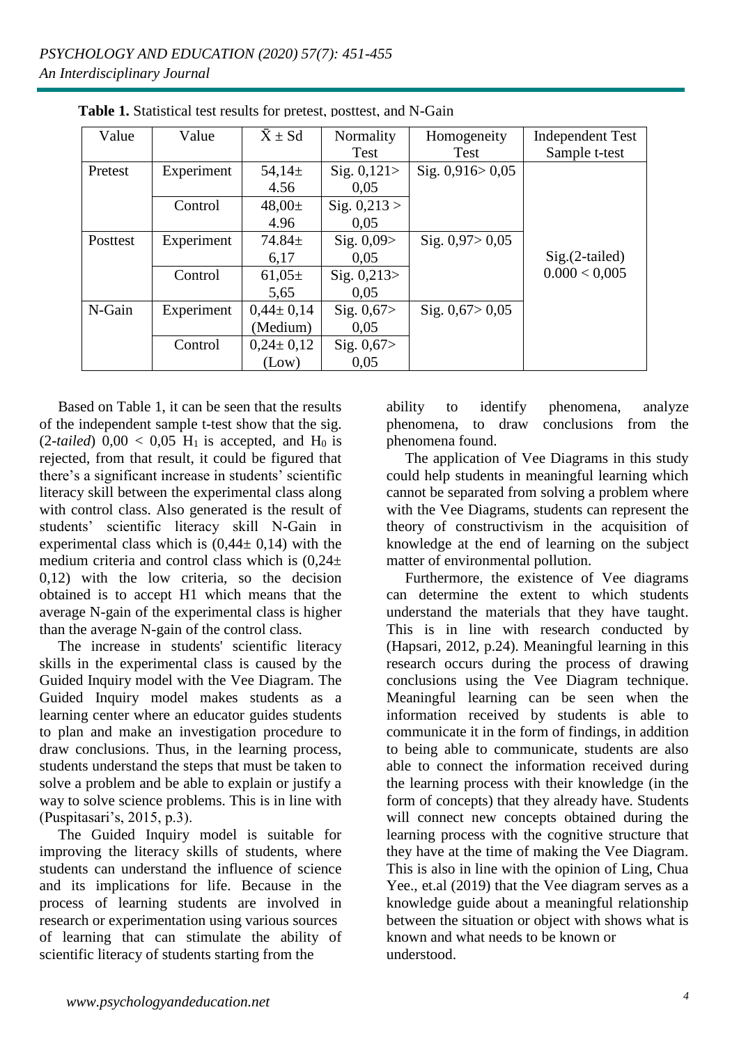**Table 1.** Statistical test results for pretest, posttest, and N-Gain

| Value | Value | $\bar{X} \pm$ Sd | Normality Test | Homogeneity Test | Independent Test Sample t-test |
|---|---|---|---|---|---|
| Pretest | Experiment | 54,14± 4.56 | Sig. 0,121> 0,05 | Sig. 0,916> 0,05 | Sig.(2-tailed) 0.000 < 0,005 |
| | Control | 48,00± 4.96 | Sig. 0,213 > 0,05 | | |
| Posttest | Experiment | 74.84± 6,17 | Sig. 0,09> 0,05 | Sig. 0,97> 0,05 | |
| | Control | 61,05± 5,65 | Sig. 0,213> 0,05 | | |
| N-Gain | Experiment | 0,44± 0,14 (Medium) | Sig. 0,67> 0,05 | Sig. 0,67> 0,05 | |
| | Control | 0,24± 0,12 (Low) | Sig. 0,67> 0,05 | | |

Based on Table 1, it can be seen that the results of the independent sample t-test show that the sig. (2-*tailed*) 0,00 < 0,05 $H_1$ is accepted, and $H_0$ is rejected, from that result, it could be figured that there's a significant increase in students' scientific literacy skill between the experimental class along with control class. Also generated is the result of students' scientific literacy skill N-Gain in experimental class which is (0,44± 0,14) with the medium criteria and control class which is (0,24± 0,12) with the low criteria, so the decision obtained is to accept H1 which means that the average N-gain of the experimental class is higher than the average N-gain of the control class.

The increase in students' scientific literacy skills in the experimental class is caused by the Guided Inquiry model with the Vee Diagram. The Guided Inquiry model makes students as a learning center where an educator guides students to plan and make an investigation procedure to draw conclusions. Thus, in the learning process, students understand the steps that must be taken to solve a problem and be able to explain or justify a way to solve science problems. This is in line with (Puspitasari's, 2015, p.3).

The Guided Inquiry model is suitable for improving the literacy skills of students, where students can understand the influence of science and its implications for life. Because in the process of learning students are involved in research or experimentation using various sources of learning that can stimulate the ability of scientific literacy of students starting from the ability to identify phenomena, analyze phenomena, to draw conclusions from the phenomena found.

The application of Vee Diagrams in this study could help students in meaningful learning which cannot be separated from solving a problem where with the Vee Diagrams, students can represent the theory of constructivism in the acquisition of knowledge at the end of learning on the subject matter of environmental pollution.

Furthermore, the existence of Vee diagrams can determine the extent to which students understand the materials that they have taught. This is in line with research conducted by (Hapsari, 2012, p.24). Meaningful learning in this research occurs during the process of drawing conclusions using the Vee Diagram technique. Meaningful learning can be seen when the information received by students is able to communicate it in the form of findings, in addition to being able to communicate, students are also able to connect the information received during the learning process with their knowledge (in the form of concepts) that they already have. Students will connect new concepts obtained during the learning process with the cognitive structure that they have at the time of making the Vee Diagram. This is also in line with the opinion of Ling, Chua Yee., et.al (2019) that the Vee diagram serves as a knowledge guide about a meaningful relationship between the situation or object with shows what is known and what needs to be known or understood.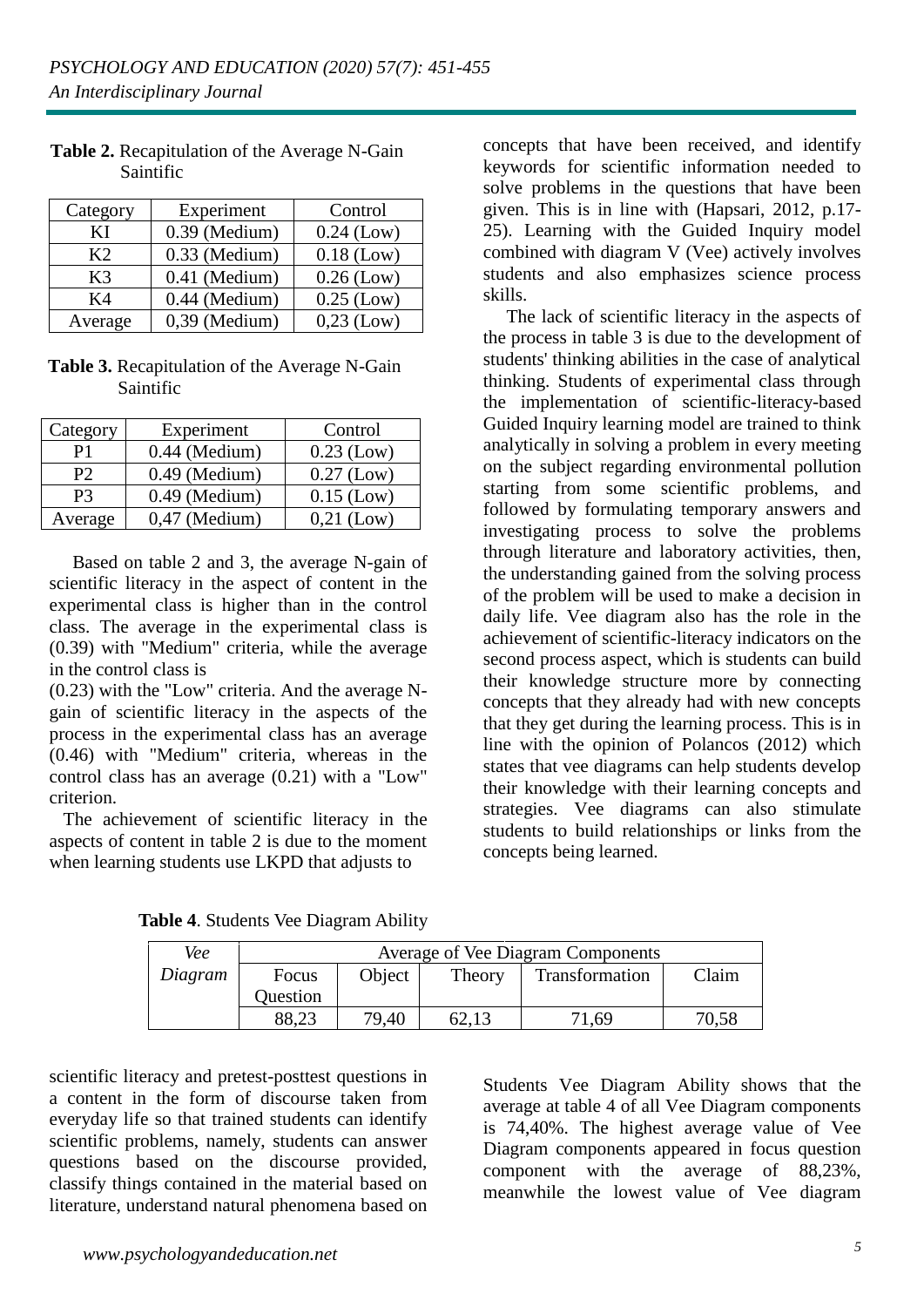**Table 2.** Recapitulation of the Average N-Gain Saintific

| Category | Experiment | Control |
|---|---|---|
| KI | 0.39 (Medium) | 0.24 (Low) |
| K2 | 0.33 (Medium) | 0.18 (Low) |
| K3 | 0.41 (Medium) | 0.26 (Low) |
| K4 | 0.44 (Medium) | 0.25 (Low) |
| Average | 0,39 (Medium) | 0,23 (Low) |

**Table 3.** Recapitulation of the Average N-Gain Saintific

| Category | Experiment | Control |
|---|---|---|
| P1 | 0.44 (Medium) | 0.23 (Low) |
| P2 | 0.49 (Medium) | 0.27 (Low) |
| P3 | 0.49 (Medium) | 0.15 (Low) |
| Average | 0,47 (Medium) | 0,21 (Low) |

Based on table 2 and 3, the average N-gain of scientific literacy in the aspect of content in the experimental class is higher than in the control class. The average in the experimental class is (0.39) with "Medium" criteria, while the average in the control class is (0.23) with the "Low" criteria. And the average N-gain of scientific literacy in the aspects of the process in the experimental class has an average (0.46) with "Medium" criteria, whereas in the control class has an average (0.21) with a "Low" criterion.

The achievement of scientific literacy in the aspects of content in table 2 is due to the moment when learning students use LKPD that adjusts to scientific literacy and pretest-posttest questions in a content in the form of discourse taken from everyday life so that trained students can identify scientific problems, namely, students can answer questions based on the discourse provided, classify things contained in the material based on literature, understand natural phenomena based on concepts that have been received, and identify keywords for scientific information needed to solve problems in the questions that have been given. This is in line with (Hapsari, 2012, p.17-25). Learning with the Guided Inquiry model combined with diagram V (Vee) actively involves students and also emphasizes science process skills.

The lack of scientific literacy in the aspects of the process in table 3 is due to the development of students' thinking abilities in the case of analytical thinking. Students of experimental class through the implementation of scientific-literacy-based Guided Inquiry learning model are trained to think analytically in solving a problem in every meeting on the subject regarding environmental pollution starting from some scientific problems, and followed by formulating temporary answers and investigating process to solve the problems through literature and laboratory activities, then, the understanding gained from the solving process of the problem will be used to make a decision in daily life. Vee diagram also has the role in the achievement of scientific-literacy indicators on the second process aspect, which is students can build their knowledge structure more by connecting concepts that they already had with new concepts that they get during the learning process. This is in line with the opinion of Polancos (2012) which states that vee diagrams can help students develop their knowledge with their learning concepts and strategies. Vee diagrams can also stimulate students to build relationships or links from the concepts being learned.

**Table 4**. Students Vee Diagram Ability

| *Vee Diagram* | Average of Vee Diagram Components | | | | |
|---|---|---|---|---|---|
| | Focus Question | Object | Theory | Transformation | Claim |
| | 88,23 | 79,40 | 62,13 | 71,69 | 70,58 |

Students Vee Diagram Ability shows that the average at table 4 of all Vee Diagram components is 74,40%. The highest average value of Vee Diagram components appeared in focus question component with the average of 88,23%, meanwhile the lowest value of Vee diagram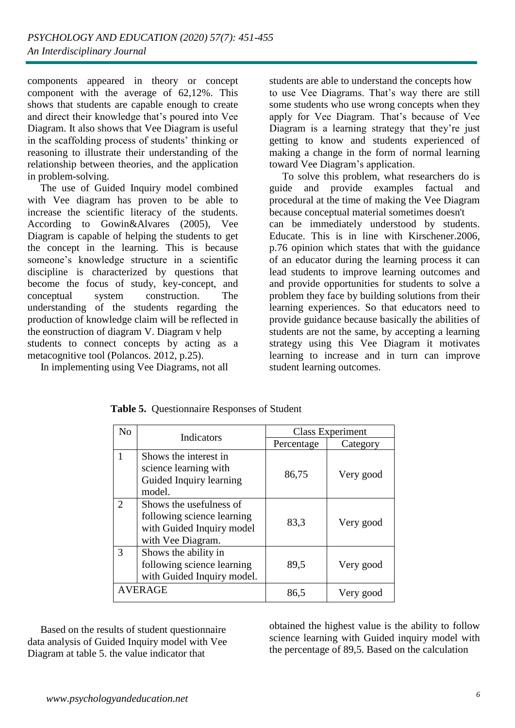components appeared in theory or concept component with the average of 62,12%. This shows that students are capable enough to create and direct their knowledge that's poured into Vee Diagram. It also shows that Vee Diagram is useful in the scaffolding process of students' thinking or reasoning to illustrate their understanding of the relationship between theories, and the application in problem-solving.

The use of Guided Inquiry model combined with Vee diagram has proven to be able to increase the scientific literacy of the students. According to Gowin&Alvares (2005), Vee Diagram is capable of helping the students to get the concept in the learning. This is because someone's knowledge structure in a scientific discipline is characterized by questions that become the focus of study, key-concept, and conceptual system construction. The understanding of the students regarding the production of knowledge claim will be reflected in the eonstruction of diagram V. Diagram v help students to connect concepts by acting as a metacognitive tool (Polancos. 2012, p.25).

In implementing using Vee Diagrams, not all students are able to understand the concepts how to use Vee Diagrams. That's way there are still some students who use wrong concepts when they apply for Vee Diagram. That's because of Vee Diagram is a learning strategy that they're just getting to know and students experienced of making a change in the form of normal learning toward Vee Diagram's application.

To solve this problem, what researchers do is guide and provide examples factual and procedural at the time of making the Vee Diagram because conceptual material sometimes doesn't can be immediately understood by students. Educate. This is in line with Kirschener.2006, p.76 opinion which states that with the guidance of an educator during the learning process it can lead students to improve learning outcomes and and provide opportunities for students to solve a problem they face by building solutions from their learning experiences. So that educators need to provide guidance because basically the abilities of students are not the same, by accepting a learning strategy using this Vee Diagram it motivates learning to increase and in turn can improve student learning outcomes.

**Table 5.** Questionnaire Responses of Student

| No | Indicators | Class Experiment | |
|---|---|---|---|
| | | Percentage | Category |
| 1 | Shows the interest in science learning with Guided Inquiry learning model. | 86,75 | Very good |
| 2 | Shows the usefulness of following science learning with Guided Inquiry model with Vee Diagram. | 83,3 | Very good |
| 3 | Shows the ability in following science learning with Guided Inquiry model. | 89,5 | Very good |
| AVERAGE | | 86,5 | Very good |

Based on the results of student questionnaire data analysis of Guided Inquiry model with Vee Diagram at table 5. the value indicator that obtained the highest value is the ability to follow science learning with Guided inquiry model with the percentage of 89,5. Based on the calculation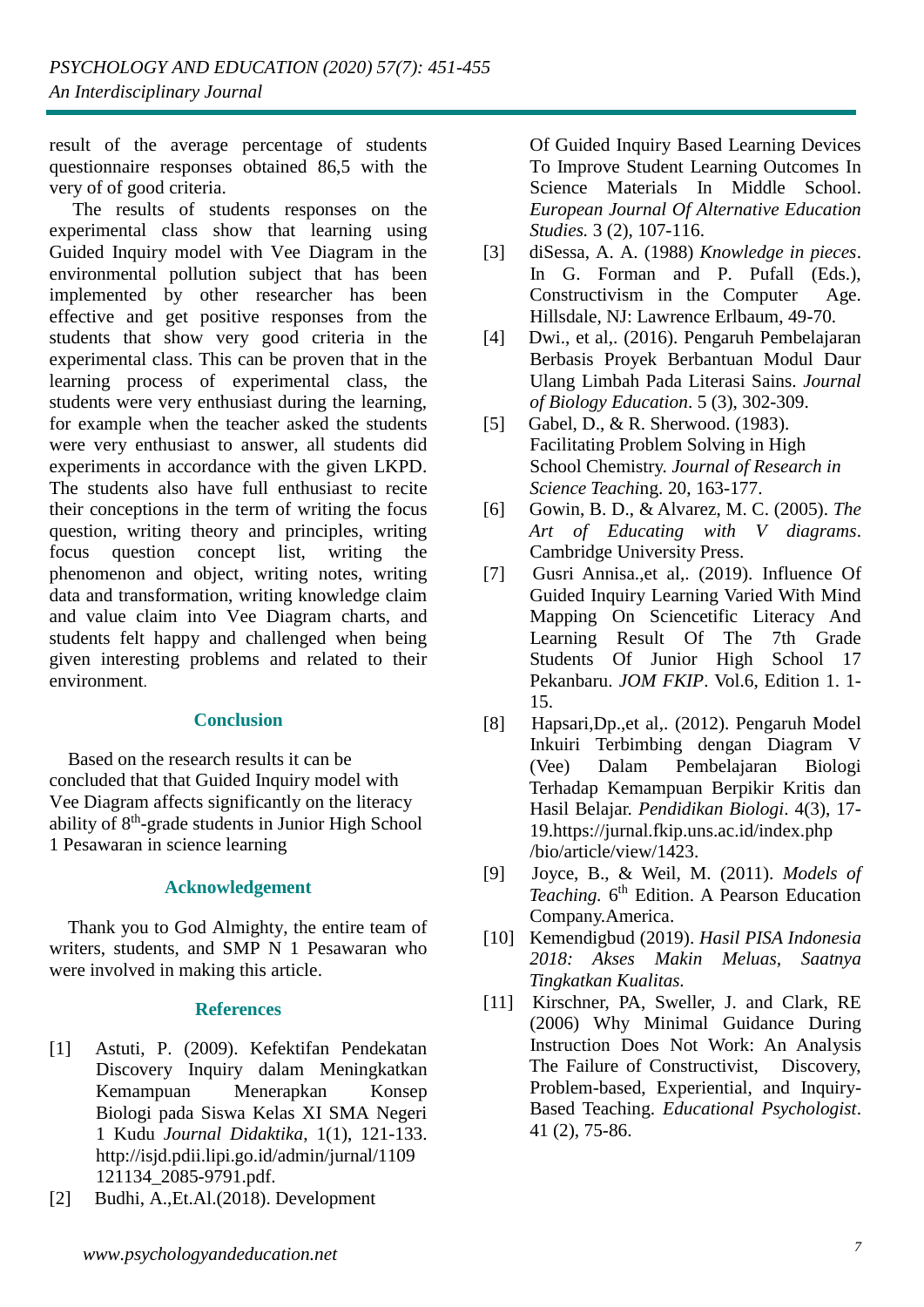result of the average percentage of students questionnaire responses obtained 86,5 with the very of of good criteria.

The results of students responses on the experimental class show that learning using Guided Inquiry model with Vee Diagram in the environmental pollution subject that has been implemented by other researcher has been effective and get positive responses from the students that show very good criteria in the experimental class. This can be proven that in the learning process of experimental class, the students were very enthusiast during the learning, for example when the teacher asked the students were very enthusiast to answer, all students did experiments in accordance with the given LKPD. The students also have full enthusiast to recite their conceptions in the term of writing the focus question, writing theory and principles, writing focus question concept list, writing the phenomenon and object, writing notes, writing data and transformation, writing knowledge claim and value claim into Vee Diagram charts, and students felt happy and challenged when being given interesting problems and related to their environment.

## Conclusion

Based on the research results it can be concluded that that Guided Inquiry model with Vee Diagram affects significantly on the literacy ability of 8th-grade students in Junior High School 1 Pesawaran in science learning

## Acknowledgement

Thank you to God Almighty, the entire team of writers, students, and SMP N 1 Pesawaran who were involved in making this article.

## References

[1] Astuti, P. (2009). Kefektifan Pendekatan Discovery Inquiry dalam Meningkatkan Kemampuan Menerapkan Konsep Biologi pada Siswa Kelas XI SMA Negeri 1 Kudu *Journal Didaktika*, 1(1), 121-133. http://isjd.pdii.lipi.go.id/admin/jurnal/1109121134_2085-9791.pdf.

[2] Budhi, A.,Et.Al.(2018). Development Of Guided Inquiry Based Learning Devices To Improve Student Learning Outcomes In Science Materials In Middle School. *European Journal Of Alternative Education Studies.* 3 (2), 107-116.

[3] diSessa, A. A. (1988) *Knowledge in pieces*. In G. Forman and P. Pufall (Eds.), Constructivism in the Computer Age. Hillsdale, NJ: Lawrence Erlbaum, 49-70.

[4] Dwi., et al,. (2016). Pengaruh Pembelajaran Berbasis Proyek Berbantuan Modul Daur Ulang Limbah Pada Literasi Sains. *Journal of Biology Education*. 5 (3), 302-309.

[5] Gabel, D., & R. Sherwood. (1983). Facilitating Problem Solving in High School Chemistry. *Journal of Research in Science Teachi*ng. 20, 163-177.

[6] Gowin, B. D., & Alvarez, M. C. (2005). *The Art of Educating with V diagrams*. Cambridge University Press.

[7] Gusri Annisa.,et al,. (2019). Influence Of Guided Inquiry Learning Varied With Mind Mapping On Sciencetific Literacy And Learning Result Of The 7th Grade Students Of Junior High School 17 Pekanbaru. *JOM FKIP*. Vol.6, Edition 1. 1-15.

[8] Hapsari,Dp.,et al,. (2012). Pengaruh Model Inkuiri Terbimbing dengan Diagram V (Vee) Dalam Pembelajaran Biologi Terhadap Kemampuan Berpikir Kritis dan Hasil Belajar. *Pendidikan Biologi*. 4(3), 17-19.https://jurnal.fkip.uns.ac.id/index.php/bio/article/view/1423.

[9] Joyce, B., & Weil, M. (2011). *Models of Teaching*. 6th Edition. A Pearson Education Company.America.

[10] Kemendigbud (2019). *Hasil PISA Indonesia 2018: Akses Makin Meluas, Saatnya Tingkatkan Kualitas.*

[11] Kirschner, PA, Sweller, J. and Clark, RE (2006) Why Minimal Guidance During Instruction Does Not Work: An Analysis The Failure of Constructivist, Discovery, Problem-based, Experiential, and Inquiry-Based Teaching. *Educational Psychologist*. 41 (2), 75-86.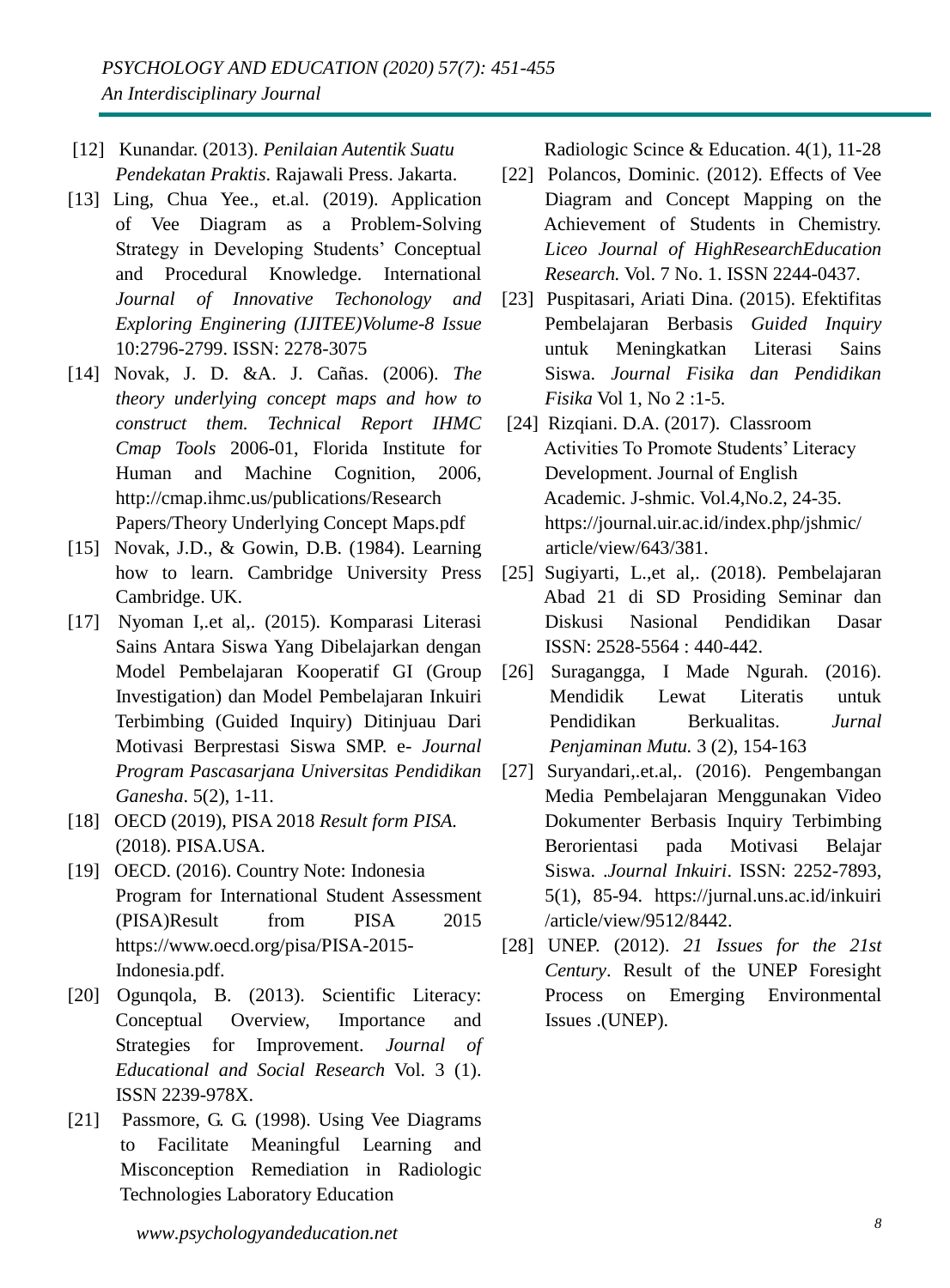[12] Kunandar. (2013). *Penilaian Autentik Suatu Pendekatan Praktis*. Rajawali Press. Jakarta.

[13] Ling, Chua Yee., et.al. (2019). Application of Vee Diagram as a Problem-Solving Strategy in Developing Students' Conceptual and Procedural Knowledge. International *Journal of Innovative Techonology and Exploring Enginering (IJITEE)Volume-8 Issue* 10:2796-2799. ISSN: 2278-3075

[14] Novak, J. D. &A. J. Cañas. (2006). *The theory underlying concept maps and how to construct them. Technical Report IHMC Cmap Tools* 2006-01, Florida Institute for Human and Machine Cognition, 2006, http://cmap.ihmc.us/publications/Research Papers/Theory Underlying Concept Maps.pdf

[15] Novak, J.D., & Gowin, D.B. (1984). Learning how to learn. Cambridge University Press Cambridge. UK.

[17] Nyoman I,.et al,. (2015). Komparasi Literasi Sains Antara Siswa Yang Dibelajarkan dengan Model Pembelajaran Kooperatif GI (Group Investigation) dan Model Pembelajaran Inkuiri Terbimbing (Guided Inquiry) Ditinjuau Dari Motivasi Berprestasi Siswa SMP. e- *Journal Program Pascasarjana Universitas Pendidikan Ganesha*. 5(2), 1-11.

[18] OECD (2019), PISA 2018 *Result form PISA.* (2018). PISA.USA.

[19] OECD. (2016). Country Note: Indonesia Program for International Student Assessment (PISA)Result from PISA 2015 https://www.oecd.org/pisa/PISA-2015-Indonesia.pdf.

[20] Ogunqola, B. (2013). Scientific Literacy: Conceptual Overview, Importance and Strategies for Improvement. *Journal of Educational and Social Research* Vol. 3 (1). ISSN 2239-978X.

[21] Passmore, G. G. (1998). Using Vee Diagrams to Facilitate Meaningful Learning and Misconception Remediation in Radiologic Technologies Laboratory Education Radiologic Scince & Education. 4(1), 11-28

[22] Polancos, Dominic. (2012). Effects of Vee Diagram and Concept Mapping on the Achievement of Students in Chemistry. *Liceo Journal of HighResearchEducation Research.* Vol. 7 No. 1. ISSN 2244-0437.

[23] Puspitasari, Ariati Dina. (2015). Efektifitas Pembelajaran Berbasis *Guided Inquiry* untuk Meningkatkan Literasi Sains Siswa. *Journal Fisika dan Pendidikan Fisika* Vol 1, No 2 :1-5.

[24] Rizqiani. D.A. (2017). Classroom Activities To Promote Students' Literacy Development. Journal of English Academic. J-shmic. Vol.4,No.2, 24-35. https://journal.uir.ac.id/index.php/jshmic/article/view/643/381.

[25] Sugiyarti, L.,et al,. (2018). Pembelajaran Abad 21 di SD Prosiding Seminar dan Diskusi Nasional Pendidikan Dasar ISSN: 2528-5564 : 440-442.

[26] Suragangga, I Made Ngurah. (2016). Mendidik Lewat Literatis untuk Pendidikan Berkualitas. *Jurnal Penjaminan Mutu.* 3 (2), 154-163

[27] Suryandari,.et.al,. (2016). Pengembangan Media Pembelajaran Menggunakan Video Dokumenter Berbasis Inquiry Terbimbing Berorientasi pada Motivasi Belajar Siswa. .*Journal Inkuiri*. ISSN: 2252-7893, 5(1), 85-94. https://jurnal.uns.ac.id/inkuiri/article/view/9512/8442.

[28] UNEP. (2012). *21 Issues for the 21st Century*. Result of the UNEP Foresight Process on Emerging Environmental Issues .(UNEP).